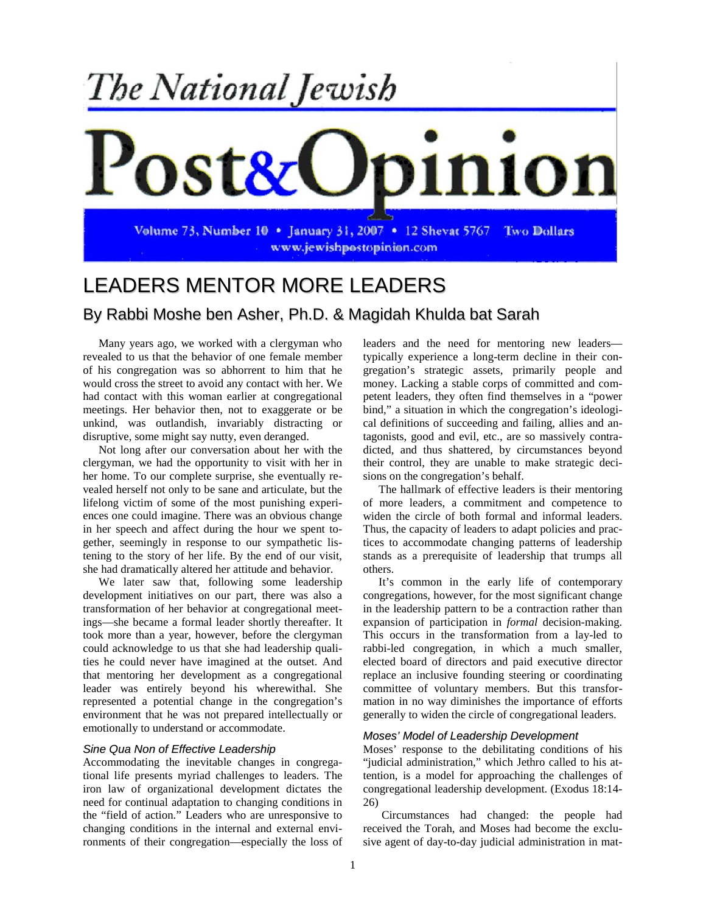# The National Jewish Post&Opinion

Volume 73, Number 10 • January 31, 2007 • 12 Shevat 5767 Two Dollars
www.jewishpostopinion.com

# LEADERS MENTOR MORE LEADERS

## By Rabbi Moshe ben Asher, Ph.D. & Magidah Khulda bat Sarah

Many years ago, we worked with a clergyman who revealed to us that the behavior of one female member of his congregation was so abhorrent to him that he would cross the street to avoid any contact with her. We had contact with this woman earlier at congregational meetings. Her behavior then, not to exaggerate or be unkind, was outlandish, invariably distracting or disruptive, some might say nutty, even deranged.

Not long after our conversation about her with the clergyman, we had the opportunity to visit with her in her home. To our complete surprise, she eventually revealed herself not only to be sane and articulate, but the lifelong victim of some of the most punishing experiences one could imagine. There was an obvious change in her speech and affect during the hour we spent together, seemingly in response to our sympathetic listening to the story of her life. By the end of our visit, she had dramatically altered her attitude and behavior.

We later saw that, following some leadership development initiatives on our part, there was also a transformation of her behavior at congregational meetings—she became a formal leader shortly thereafter. It took more than a year, however, before the clergyman could acknowledge to us that she had leadership qualities he could never have imagined at the outset. And that mentoring her development as a congregational leader was entirely beyond his wherewithal. She represented a potential change in the congregation's environment that he was not prepared intellectually or emotionally to understand or accommodate.

### *Sine Qua Non of Effective Leadership*

Accommodating the inevitable changes in congregational life presents myriad challenges to leaders. The iron law of organizational development dictates the need for continual adaptation to changing conditions in the "field of action." Leaders who are unresponsive to changing conditions in the internal and external environments of their congregation—especially the loss of leaders and the need for mentoring new leaders—typically experience a long-term decline in their congregation's strategic assets, primarily people and money. Lacking a stable corps of committed and competent leaders, they often find themselves in a "power bind," a situation in which the congregation's ideological definitions of succeeding and failing, allies and antagonists, good and evil, etc., are so massively contradicted, and thus shattered, by circumstances beyond their control, they are unable to make strategic decisions on the congregation's behalf.

The hallmark of effective leaders is their mentoring of more leaders, a commitment and competence to widen the circle of both formal and informal leaders. Thus, the capacity of leaders to adapt policies and practices to accommodate changing patterns of leadership stands as a prerequisite of leadership that trumps all others.

It's common in the early life of contemporary congregations, however, for the most significant change in the leadership pattern to be a contraction rather than expansion of participation in *formal* decision-making. This occurs in the transformation from a lay-led to rabbi-led congregation, in which a much smaller, elected board of directors and paid executive director replace an inclusive founding steering or coordinating committee of voluntary members. But this transformation in no way diminishes the importance of efforts generally to widen the circle of congregational leaders.

### *Moses' Model of Leadership Development*

Moses' response to the debilitating conditions of his "judicial administration," which Jethro called to his attention, is a model for approaching the challenges of congregational leadership development. (Exodus 18:14-26)

Circumstances had changed: the people had received the Torah, and Moses had become the exclusive agent of day-to-day judicial administration in mat-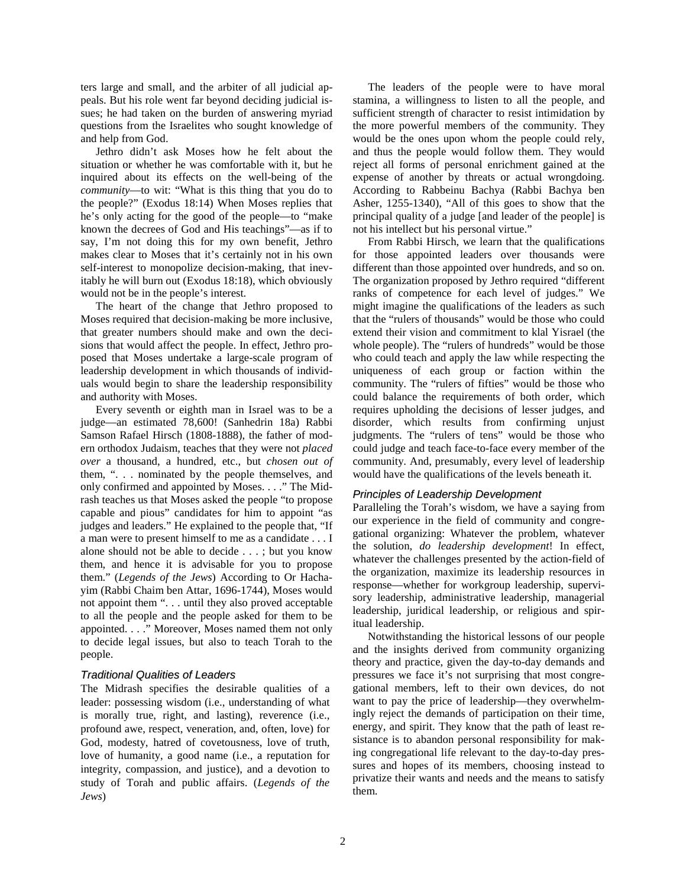ters large and small, and the arbiter of all judicial appeals. But his role went far beyond deciding judicial issues; he had taken on the burden of answering myriad questions from the Israelites who sought knowledge of and help from God.

Jethro didn't ask Moses how he felt about the situation or whether he was comfortable with it, but he inquired about its effects on the well-being of the *community*—to wit: "What is this thing that you do to the people?" (Exodus 18:14) When Moses replies that he's only acting for the good of the people—to "make known the decrees of God and His teachings"—as if to say, I'm not doing this for my own benefit, Jethro makes clear to Moses that it's certainly not in his own self-interest to monopolize decision-making, that inevitably he will burn out (Exodus 18:18), which obviously would not be in the people's interest.

The heart of the change that Jethro proposed to Moses required that decision-making be more inclusive, that greater numbers should make and own the decisions that would affect the people. In effect, Jethro proposed that Moses undertake a large-scale program of leadership development in which thousands of individuals would begin to share the leadership responsibility and authority with Moses.

Every seventh or eighth man in Israel was to be a judge—an estimated 78,600! (Sanhedrin 18a) Rabbi Samson Rafael Hirsch (1808-1888), the father of modern orthodox Judaism, teaches that they were not *placed over* a thousand, a hundred, etc., but *chosen out of* them, ". . . nominated by the people themselves, and only confirmed and appointed by Moses. . . ." The Midrash teaches us that Moses asked the people "to propose capable and pious" candidates for him to appoint "as judges and leaders." He explained to the people that, "If a man were to present himself to me as a candidate . . . I alone should not be able to decide . . . ; but you know them, and hence it is advisable for you to propose them." (*Legends of the Jews*) According to Or Hachayim (Rabbi Chaim ben Attar, 1696-1744), Moses would not appoint them ". . . until they also proved acceptable to all the people and the people asked for them to be appointed. . . ." Moreover, Moses named them not only to decide legal issues, but also to teach Torah to the people.

### *Traditional Qualities of Leaders*

The Midrash specifies the desirable qualities of a leader: possessing wisdom (i.e., understanding of what is morally true, right, and lasting), reverence (i.e., profound awe, respect, veneration, and, often, love) for God, modesty, hatred of covetousness, love of truth, love of humanity, a good name (i.e., a reputation for integrity, compassion, and justice), and a devotion to study of Torah and public affairs. (*Legends of the Jews*)

The leaders of the people were to have moral stamina, a willingness to listen to all the people, and sufficient strength of character to resist intimidation by the more powerful members of the community. They would be the ones upon whom the people could rely, and thus the people would follow them. They would reject all forms of personal enrichment gained at the expense of another by threats or actual wrongdoing. According to Rabbeinu Bachya (Rabbi Bachya ben Asher, 1255-1340), "All of this goes to show that the principal quality of a judge [and leader of the people] is not his intellect but his personal virtue."

From Rabbi Hirsch, we learn that the qualifications for those appointed leaders over thousands were different than those appointed over hundreds, and so on. The organization proposed by Jethro required "different ranks of competence for each level of judges." We might imagine the qualifications of the leaders as such that the "rulers of thousands" would be those who could extend their vision and commitment to klal Yisrael (the whole people). The "rulers of hundreds" would be those who could teach and apply the law while respecting the uniqueness of each group or faction within the community. The "rulers of fifties" would be those who could balance the requirements of both order, which requires upholding the decisions of lesser judges, and disorder, which results from confirming unjust judgments. The "rulers of tens" would be those who could judge and teach face-to-face every member of the community. And, presumably, every level of leadership would have the qualifications of the levels beneath it.

### *Principles of Leadership Development*

Paralleling the Torah's wisdom, we have a saying from our experience in the field of community and congregational organizing: Whatever the problem, whatever the solution, *do leadership development*! In effect, whatever the challenges presented by the action-field of the organization, maximize its leadership resources in response—whether for workgroup leadership, supervisory leadership, administrative leadership, managerial leadership, juridical leadership, or religious and spiritual leadership.

Notwithstanding the historical lessons of our people and the insights derived from community organizing theory and practice, given the day-to-day demands and pressures we face it's not surprising that most congregational members, left to their own devices, do not want to pay the price of leadership—they overwhelmingly reject the demands of participation on their time, energy, and spirit. They know that the path of least resistance is to abandon personal responsibility for making congregational life relevant to the day-to-day pressures and hopes of its members, choosing instead to privatize their wants and needs and the means to satisfy them.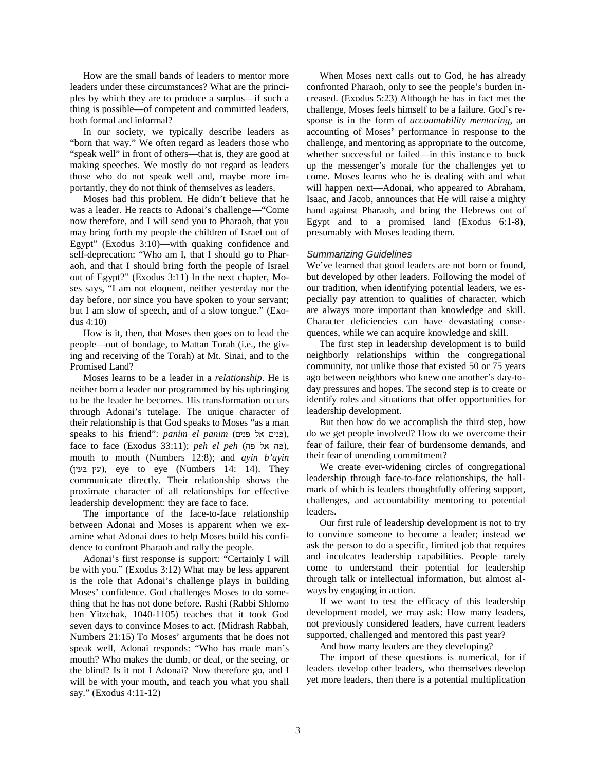How are the small bands of leaders to mentor more leaders under these circumstances? What are the principles by which they are to produce a surplus—if such a thing is possible—of competent and committed leaders, both formal and informal?

In our society, we typically describe leaders as "born that way." We often regard as leaders those who "speak well" in front of others—that is, they are good at making speeches. We mostly do not regard as leaders those who do not speak well and, maybe more importantly, they do not think of themselves as leaders.

Moses had this problem. He didn't believe that he was a leader. He reacts to Adonai's challenge—"Come now therefore, and I will send you to Pharaoh, that you may bring forth my people the children of Israel out of Egypt" (Exodus 3:10)—with quaking confidence and self-deprecation: "Who am I, that I should go to Pharaoh, and that I should bring forth the people of Israel out of Egypt?" (Exodus 3:11) In the next chapter, Moses says, "I am not eloquent, neither yesterday nor the day before, nor since you have spoken to your servant; but I am slow of speech, and of a slow tongue." (Exodus 4:10)

How is it, then, that Moses then goes on to lead the people—out of bondage, to Mattan Torah (i.e., the giving and receiving of the Torah) at Mt. Sinai, and to the Promised Land?

Moses learns to be a leader in a *relationship*. He is neither born a leader nor programmed by his upbringing to be the leader he becomes. His transformation occurs through Adonai's tutelage. The unique character of their relationship is that God speaks to Moses "as a man speaks to his friend": *panim el panim* (פנים אל פנים), face to face (Exodus 33:11); *peh el peh* (פה אל פה), mouth to mouth (Numbers 12:8); and *ayin b'ayin* (עין בעין), eye to eye (Numbers 14: 14). They communicate directly. Their relationship shows the proximate character of all relationships for effective leadership development: they are face to face.

The importance of the face-to-face relationship between Adonai and Moses is apparent when we examine what Adonai does to help Moses build his confidence to confront Pharaoh and rally the people.

Adonai's first response is support: "Certainly I will be with you." (Exodus 3:12) What may be less apparent is the role that Adonai's challenge plays in building Moses' confidence. God challenges Moses to do something that he has not done before. Rashi (Rabbi Shlomo ben Yitzchak, 1040-1105) teaches that it took God seven days to convince Moses to act. (Midrash Rabbah, Numbers 21:15) To Moses' arguments that he does not speak well, Adonai responds: "Who has made man's mouth? Who makes the dumb, or deaf, or the seeing, or the blind? Is it not I Adonai? Now therefore go, and I will be with your mouth, and teach you what you shall say." (Exodus 4:11-12)

When Moses next calls out to God, he has already confronted Pharaoh, only to see the people's burden increased. (Exodus 5:23) Although he has in fact met the challenge, Moses feels himself to be a failure. God's response is in the form of *accountability mentoring*, an accounting of Moses' performance in response to the challenge, and mentoring as appropriate to the outcome, whether successful or failed—in this instance to buck up the messenger's morale for the challenges yet to come. Moses learns who he is dealing with and what will happen next—Adonai, who appeared to Abraham, Isaac, and Jacob, announces that He will raise a mighty hand against Pharaoh, and bring the Hebrews out of Egypt and to a promised land (Exodus 6:1-8), presumably with Moses leading them.

### *Summarizing Guidelines*

We've learned that good leaders are not born or found, but developed by other leaders. Following the model of our tradition, when identifying potential leaders, we especially pay attention to qualities of character, which are always more important than knowledge and skill. Character deficiencies can have devastating consequences, while we can acquire knowledge and skill.

The first step in leadership development is to build neighborly relationships within the congregational community, not unlike those that existed 50 or 75 years ago between neighbors who knew one another's day-to-day pressures and hopes. The second step is to create or identify roles and situations that offer opportunities for leadership development.

But then how do we accomplish the third step, how do we get people involved? How do we overcome their fear of failure, their fear of burdensome demands, and their fear of unending commitment?

We create ever-widening circles of congregational leadership through face-to-face relationships, the hallmark of which is leaders thoughtfully offering support, challenges, and accountability mentoring to potential leaders.

Our first rule of leadership development is not to try to convince someone to become a leader; instead we ask the person to do a specific, limited job that requires and inculcates leadership capabilities. People rarely come to understand their potential for leadership through talk or intellectual information, but almost always by engaging in action.

If we want to test the efficacy of this leadership development model, we may ask: How many leaders, not previously considered leaders, have current leaders supported, challenged and mentored this past year?

And how many leaders are they developing?

The import of these questions is numerical, for if leaders develop other leaders, who themselves develop yet more leaders, then there is a potential multiplication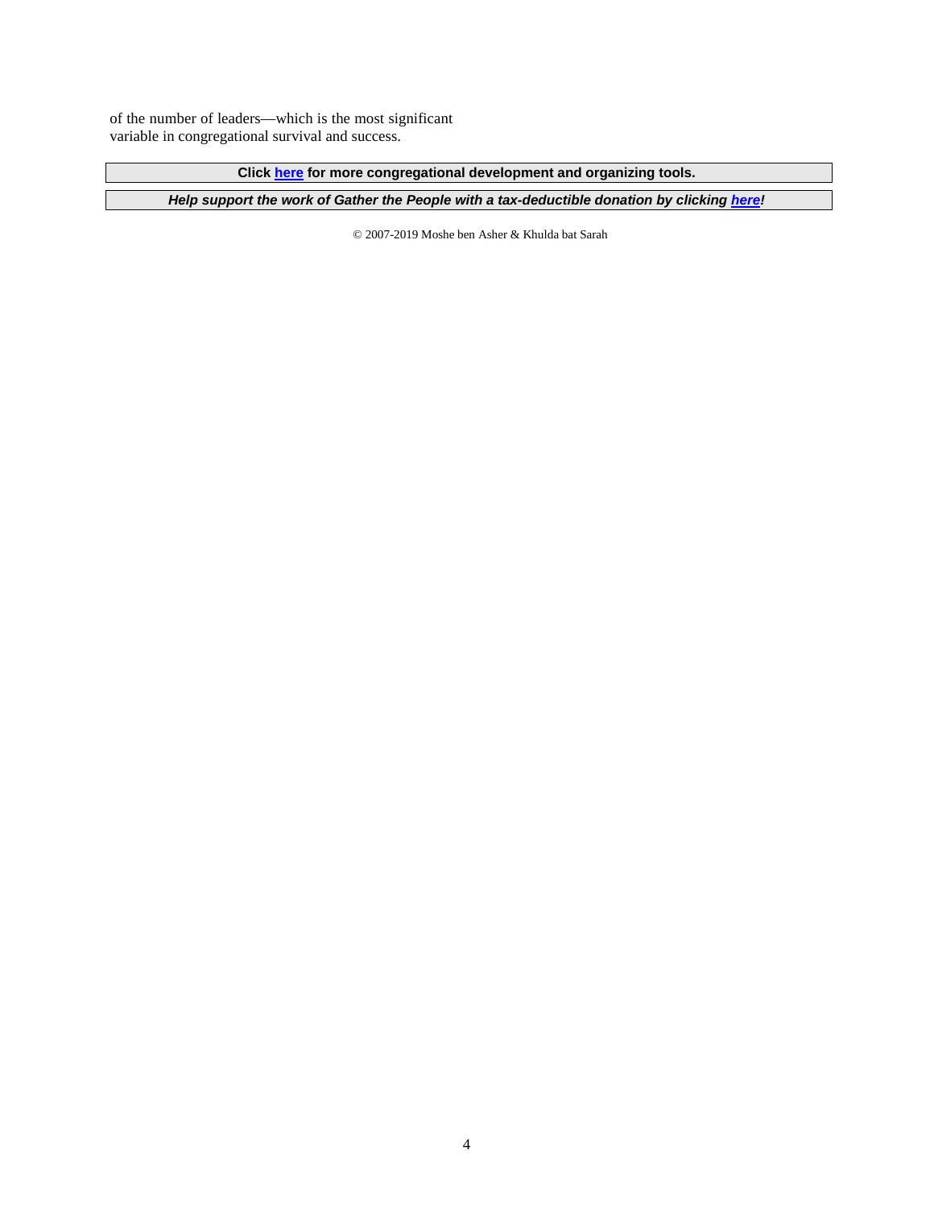of the number of leaders—which is the most significant variable in congregational survival and success.

**Click here for more congregational development and organizing tools.**

***Help support the work of Gather the People with a tax-deductible donation by clicking here!***

© 2007-2019 Moshe ben Asher & Khulda bat Sarah